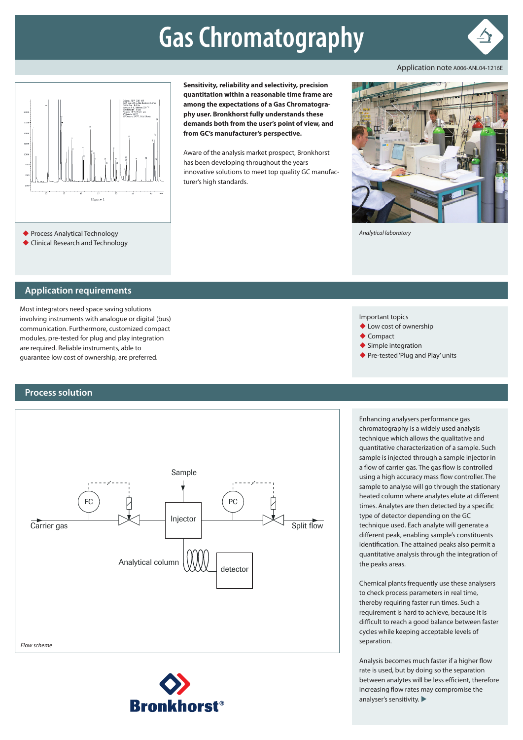# Gas Chromatography

Application note A006-ANL04-1216E

- Process Analytical Technology
- Clinical Research and Technology

**Sensitivity, reliability and selectivity, precision quantitation within a reasonable time frame are among the expectations of a Gas Chromatography user. Bronkhorst fully understands these demands both from the user's point of view, and from GC's manufacturer's perspective.**

Aware of the analysis market prospect, Bronkhorst has been developing throughout the years innovative solutions to meet top quality GC manufacturer's high standards.

*Analytical laboratory*

## Application requirements

Most integrators need space saving solutions involving instruments with analogue or digital (bus) communication. Furthermore, customized compact modules, pre-tested for plug and play integration are required. Reliable instruments, able to guarantee low cost of ownership, are preferred.

Important topics

- Low cost of ownership
- Compact
- Simple integration
- Pre-tested 'Plug and Play' units

## Process solution

*Flow scheme*

Enhancing analysers performance gas chromatography is a widely used analysis technique which allows the qualitative and quantitative characterization of a sample. Such sample is injected through a sample injector in a flow of carrier gas. The gas flow is controlled using a high accuracy mass flow controller. The sample to analyse will go through the stationary heated column where analytes elute at different times. Analytes are then detected by a specific type of detector depending on the GC technique used. Each analyte will generate a different peak, enabling sample's constituents identification. The attained peaks also permit a quantitative analysis through the integration of the peaks areas.

Chemical plants frequently use these analysers to check process parameters in real time, thereby requiring faster run times. Such a requirement is hard to achieve, because it is difficult to reach a good balance between faster cycles while keeping acceptable levels of separation.

Analysis becomes much faster if a higher flow rate is used, but by doing so the separation between analytes will be less efficient, therefore increasing flow rates may compromise the analyser's sensitivity. ▶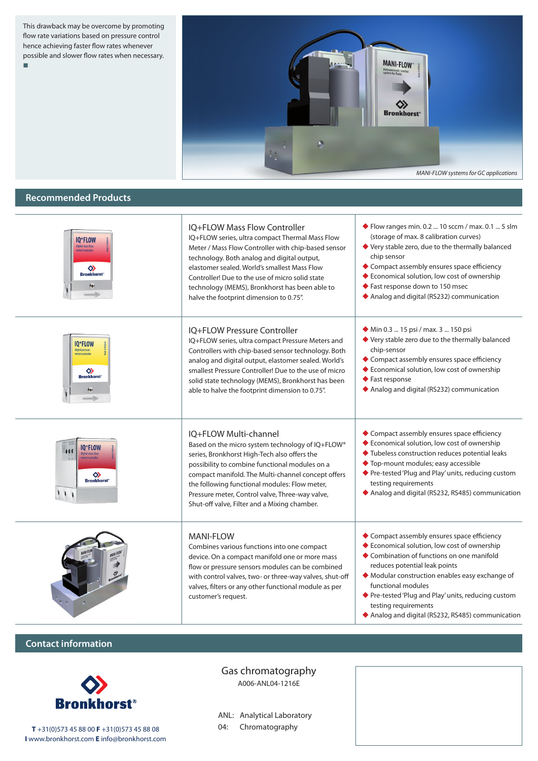This drawback may be overcome by promoting flow rate variations based on pressure control hence achieving faster flow rates whenever possible and slower flow rates when necessary. ■

*MANI-FLOW systems for GC applications*

## Recommended Products

### IQ+FLOW Mass Flow Controller

IQ+FLOW series, ultra compact Thermal Mass Flow Meter / Mass Flow Controller with chip-based sensor technology. Both analog and digital output, elastomer sealed. World's smallest Mass Flow Controller! Due to the use of micro solid state technology (MEMS), Bronkhorst has been able to halve the footprint dimension to 0.75".

- Flow ranges min. 0.2 ... 10 sccm / max. 0.1 ... 5 slm (storage of max. 8 calibration curves)
- Very stable zero, due to the thermally balanced chip sensor
- Compact assembly ensures space efficiency
- Economical solution, low cost of ownership
- Fast response down to 150 msec
- Analog and digital (RS232) communication

### IQ+FLOW Pressure Controller

IQ+FLOW series, ultra compact Pressure Meters and Controllers with chip-based sensor technology. Both analog and digital output, elastomer sealed. World's smallest Pressure Controller! Due to the use of micro solid state technology (MEMS), Bronkhorst has been able to halve the footprint dimension to 0.75".

- Min 0.3 ... 15 psi / max. 3 ... 150 psi
- Very stable zero due to the thermally balanced chip-sensor
- Compact assembly ensures space efficiency
- Economical solution, low cost of ownership
- Fast response
- Analog and digital (RS232) communication

### IQ+FLOW Multi-channel

Based on the micro system technology of IQ+FLOW® series, Bronkhorst High-Tech also offers the possibility to combine functional modules on a compact manifold. The Multi-channel concept offers the following functional modules: Flow meter, Pressure meter, Control valve, Three-way valve, Shut-off valve, Filter and a Mixing chamber.

- Compact assembly ensures space efficiency
- Economical solution, low cost of ownership
- Tubeless construction reduces potential leaks
- Top-mount modules; easy accessible
- Pre-tested 'Plug and Play' units, reducing custom testing requirements
- Analog and digital (RS232, RS485) communication

### MANI-FLOW

Combines various functions into one compact device. On a compact manifold one or more mass flow or pressure sensors modules can be combined with control valves, two- or three-way valves, shut-off valves, filters or any other functional module as per customer's request.

- Compact assembly ensures space efficiency
- Economical solution, low cost of ownership
- Combination of functions on one manifold reduces potential leak points
- Modular construction enables easy exchange of functional modules
- Pre-tested 'Plug and Play' units, reducing custom testing requirements
- Analog and digital (RS232, RS485) communication

## Contact information

Bronkhorst®

**T** +31(0)573 45 88 00 **F** +31(0)573 45 88 08
**I** www.bronkhorst.com **E** info@bronkhorst.com

Gas chromatography
A006-ANL04-1216E

ANL: Analytical Laboratory
04: Chromatography